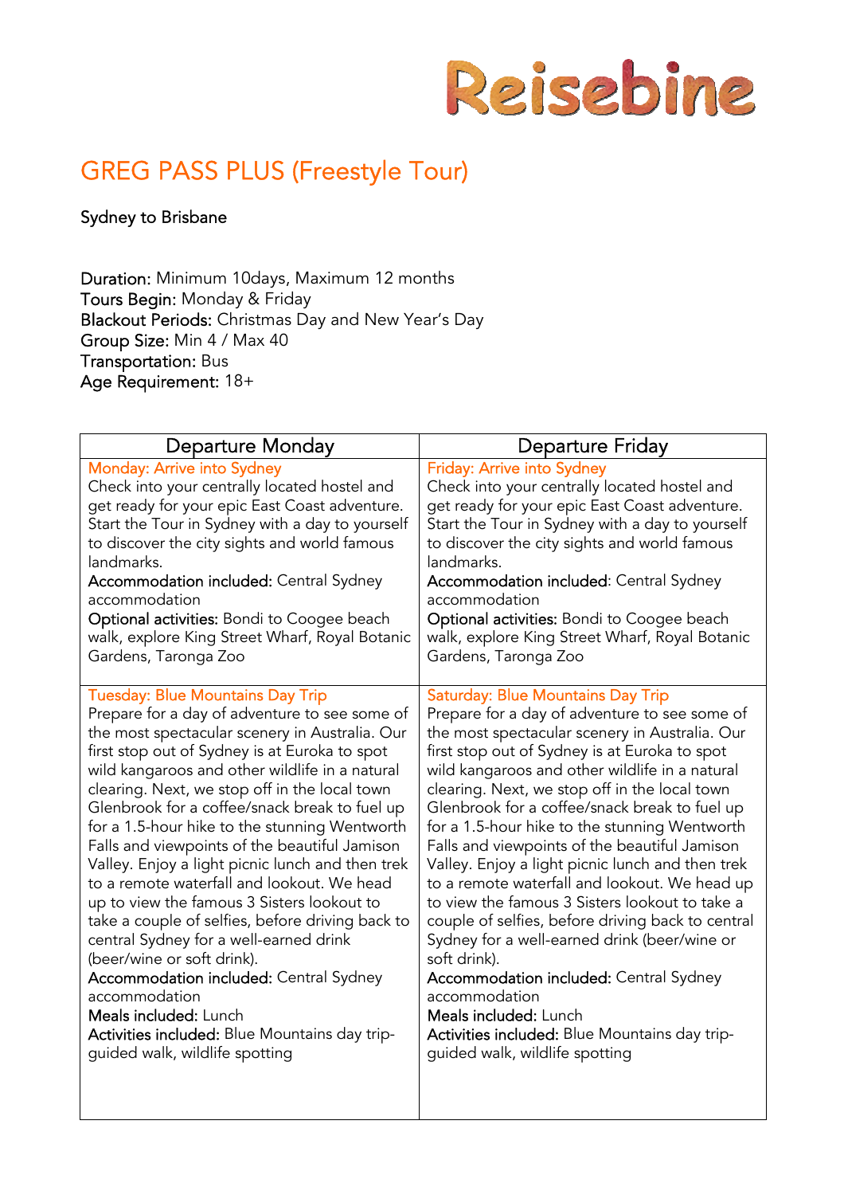Reisebine

# GREG PASS PLUS (Freestyle Tour)

Sydney to Brisbane

**Duration:** Minimum 10days, Maximum 12 months
**Tours Begin:** Monday & Friday
**Blackout Periods:** Christmas Day and New Year's Day
**Group Size:** Min 4 / Max 40
**Transportation:** Bus
**Age Requirement:** 18+

| Departure Monday | Departure Friday |
|---|---|
| Monday: Arrive into Sydney<br>Check into your centrally located hostel and get ready for your epic East Coast adventure. Start the Tour in Sydney with a day to yourself to discover the city sights and world famous landmarks.<br>**Accommodation included:** Central Sydney accommodation<br>**Optional activities:** Bondi to Coogee beach walk, explore King Street Wharf, Royal Botanic Gardens, Taronga Zoo | Friday: Arrive into Sydney<br>Check into your centrally located hostel and get ready for your epic East Coast adventure. Start the Tour in Sydney with a day to yourself to discover the city sights and world famous landmarks.<br>**Accommodation included:** Central Sydney accommodation<br>**Optional activities:** Bondi to Coogee beach walk, explore King Street Wharf, Royal Botanic Gardens, Taronga Zoo |
| Tuesday: Blue Mountains Day Trip<br>Prepare for a day of adventure to see some of the most spectacular scenery in Australia. Our first stop out of Sydney is at Euroka to spot wild kangaroos and other wildlife in a natural clearing. Next, we stop off in the local town Glenbrook for a coffee/snack break to fuel up for a 1.5-hour hike to the stunning Wentworth Falls and viewpoints of the beautiful Jamison Valley. Enjoy a light picnic lunch and then trek to a remote waterfall and lookout. We head up to view the famous 3 Sisters lookout to take a couple of selfies, before driving back to central Sydney for a well-earned drink (beer/wine or soft drink).<br>**Accommodation included:** Central Sydney accommodation<br>**Meals included:** Lunch<br>**Activities included:** Blue Mountains day trip-guided walk, wildlife spotting | Saturday: Blue Mountains Day Trip<br>Prepare for a day of adventure to see some of the most spectacular scenery in Australia. Our first stop out of Sydney is at Euroka to spot wild kangaroos and other wildlife in a natural clearing. Next, we stop off in the local town Glenbrook for a coffee/snack break to fuel up for a 1.5-hour hike to the stunning Wentworth Falls and viewpoints of the beautiful Jamison Valley. Enjoy a light picnic lunch and then trek to a remote waterfall and lookout. We head up to view the famous 3 Sisters lookout to take a couple of selfies, before driving back to central Sydney for a well-earned drink (beer/wine or soft drink).<br>**Accommodation included:** Central Sydney accommodation<br>**Meals included:** Lunch<br>**Activities included:** Blue Mountains day trip-guided walk, wildlife spotting |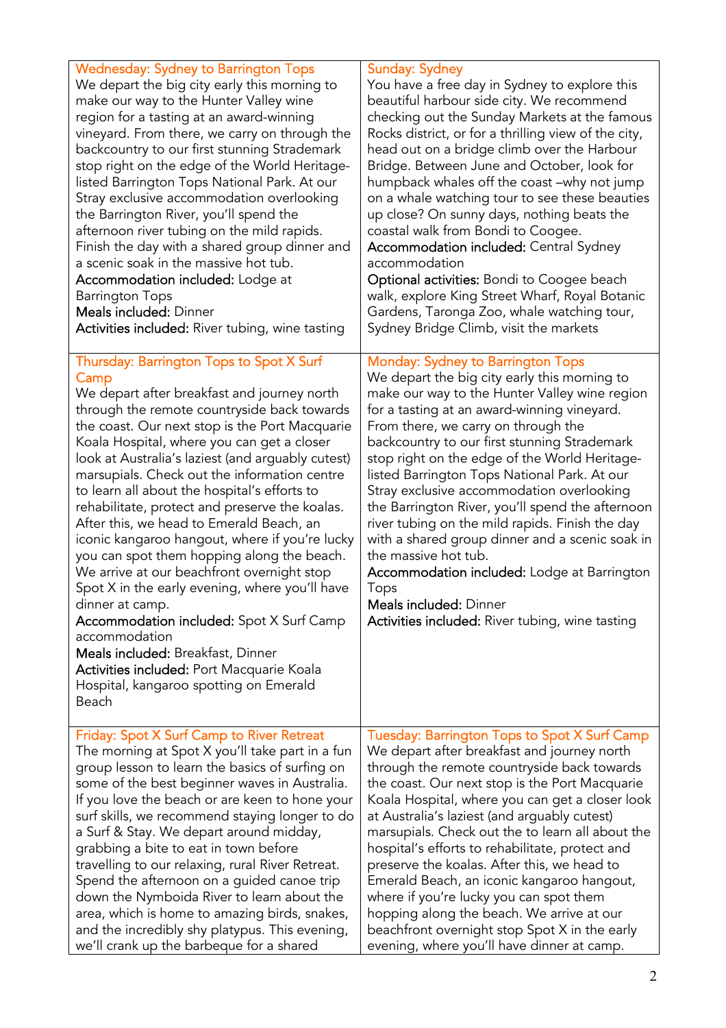### Wednesday: Sydney to Barrington Tops

We depart the big city early this morning to make our way to the Hunter Valley wine region for a tasting at an award-winning vineyard. From there, we carry on through the backcountry to our first stunning Strademark stop right on the edge of the World Heritage-listed Barrington Tops National Park. At our Stray exclusive accommodation overlooking the Barrington River, you'll spend the afternoon river tubing on the mild rapids. Finish the day with a shared group dinner and a scenic soak in the massive hot tub.

**Accommodation included:** Lodge at Barrington Tops
**Meals included:** Dinner
**Activities included:** River tubing, wine tasting

### Thursday: Barrington Tops to Spot X Surf Camp

We depart after breakfast and journey north through the remote countryside back towards the coast. Our next stop is the Port Macquarie Koala Hospital, where you can get a closer look at Australia's laziest (and arguably cutest) marsupials. Check out the information centre to learn all about the hospital's efforts to rehabilitate, protect and preserve the koalas. After this, we head to Emerald Beach, an iconic kangaroo hangout, where if you're lucky you can spot them hopping along the beach. We arrive at our beachfront overnight stop Spot X in the early evening, where you'll have dinner at camp.

**Accommodation included:** Spot X Surf Camp accommodation
**Meals included:** Breakfast, Dinner
**Activities included:** Port Macquarie Koala Hospital, kangaroo spotting on Emerald Beach

### Friday: Spot X Surf Camp to River Retreat

The morning at Spot X you'll take part in a fun group lesson to learn the basics of surfing on some of the best beginner waves in Australia. If you love the beach or are keen to hone your surf skills, we recommend staying longer to do a Surf & Stay. We depart around midday, grabbing a bite to eat in town before travelling to our relaxing, rural River Retreat. Spend the afternoon on a guided canoe trip down the Nymboida River to learn about the area, which is home to amazing birds, snakes, and the incredibly shy platypus. This evening, we'll crank up the barbeque for a shared

### Sunday: Sydney

You have a free day in Sydney to explore this beautiful harbour side city. We recommend checking out the Sunday Markets at the famous Rocks district, or for a thrilling view of the city, head out on a bridge climb over the Harbour Bridge. Between June and October, look for humpback whales off the coast –why not jump on a whale watching tour to see these beauties up close? On sunny days, nothing beats the coastal walk from Bondi to Coogee.

**Accommodation included:** Central Sydney accommodation
**Optional activities:** Bondi to Coogee beach walk, explore King Street Wharf, Royal Botanic Gardens, Taronga Zoo, whale watching tour, Sydney Bridge Climb, visit the markets

### Monday: Sydney to Barrington Tops

We depart the big city early this morning to make our way to the Hunter Valley wine region for a tasting at an award-winning vineyard. From there, we carry on through the backcountry to our first stunning Strademark stop right on the edge of the World Heritage-listed Barrington Tops National Park. At our Stray exclusive accommodation overlooking the Barrington River, you'll spend the afternoon river tubing on the mild rapids. Finish the day with a shared group dinner and a scenic soak in the massive hot tub.

**Accommodation included:** Lodge at Barrington Tops
**Meals included:** Dinner
**Activities included:** River tubing, wine tasting

### Tuesday: Barrington Tops to Spot X Surf Camp

We depart after breakfast and journey north through the remote countryside back towards the coast. Our next stop is the Port Macquarie Koala Hospital, where you can get a closer look at Australia's laziest (and arguably cutest) marsupials. Check out the to learn all about the hospital's efforts to rehabilitate, protect and preserve the koalas. After this, we head to Emerald Beach, an iconic kangaroo hangout, where if you're lucky you can spot them hopping along the beach. We arrive at our beachfront overnight stop Spot X in the early evening, where you'll have dinner at camp.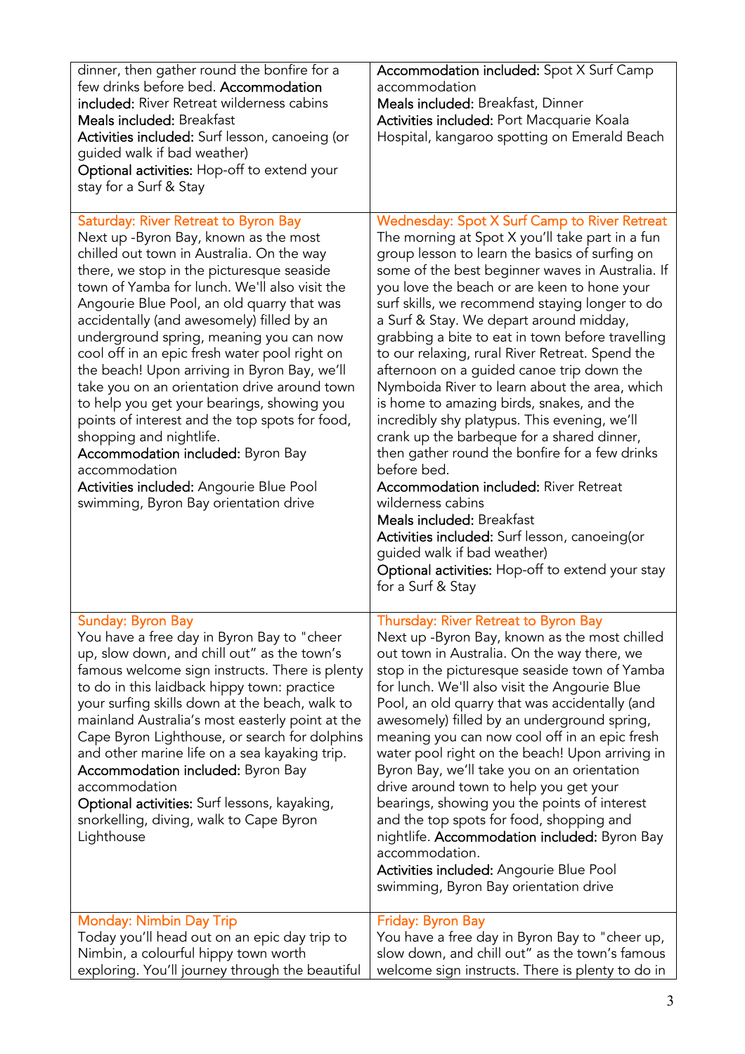| | |
|---|---|
| dinner, then gather round the bonfire for a few drinks before bed. **Accommodation included:** River Retreat wilderness cabins<br>**Meals included:** Breakfast<br>**Activities included:** Surf lesson, canoeing (or guided walk if bad weather)<br>**Optional activities:** Hop-off to extend your stay for a Surf & Stay | **Accommodation included:** Spot X Surf Camp accommodation<br>**Meals included:** Breakfast, Dinner<br>**Activities included:** Port Macquarie Koala Hospital, kangaroo spotting on Emerald Beach |
| **Saturday: River Retreat to Byron Bay**<br>Next up -Byron Bay, known as the most chilled out town in Australia. On the way there, we stop in the picturesque seaside town of Yamba for lunch. We'll also visit the Angourie Blue Pool, an old quarry that was accidentally (and awesomely) filled by an underground spring, meaning you can now cool off in an epic fresh water pool right on the beach! Upon arriving in Byron Bay, we'll take you on an orientation drive around town to help you get your bearings, showing you points of interest and the top spots for food, shopping and nightlife.<br>**Accommodation included:** Byron Bay accommodation<br>**Activities included:** Angourie Blue Pool swimming, Byron Bay orientation drive | **Wednesday: Spot X Surf Camp to River Retreat**<br>The morning at Spot X you'll take part in a fun group lesson to learn the basics of surfing on some of the best beginner waves in Australia. If you love the beach or are keen to hone your surf skills, we recommend staying longer to do a Surf & Stay. We depart around midday, grabbing a bite to eat in town before travelling to our relaxing, rural River Retreat. Spend the afternoon on a guided canoe trip down the Nymboida River to learn about the area, which is home to amazing birds, snakes, and the incredibly shy platypus. This evening, we'll crank up the barbeque for a shared dinner, then gather round the bonfire for a few drinks before bed.<br>**Accommodation included:** River Retreat wilderness cabins<br>**Meals included:** Breakfast<br>**Activities included:** Surf lesson, canoeing(or guided walk if bad weather)<br>**Optional activities:** Hop-off to extend your stay for a Surf & Stay |
| **Sunday: Byron Bay**<br>You have a free day in Byron Bay to "cheer up, slow down, and chill out" as the town's famous welcome sign instructs. There is plenty to do in this laidback hippy town: practice your surfing skills down at the beach, walk to mainland Australia's most easterly point at the Cape Byron Lighthouse, or search for dolphins and other marine life on a sea kayaking trip.<br>**Accommodation included:** Byron Bay accommodation<br>**Optional activities:** Surf lessons, kayaking, snorkelling, diving, walk to Cape Byron Lighthouse | **Thursday: River Retreat to Byron Bay**<br>Next up -Byron Bay, known as the most chilled out town in Australia. On the way there, we stop in the picturesque seaside town of Yamba for lunch. We'll also visit the Angourie Blue Pool, an old quarry that was accidentally (and awesomely) filled by an underground spring, meaning you can now cool off in an epic fresh water pool right on the beach! Upon arriving in Byron Bay, we'll take you on an orientation drive around town to help you get your bearings, showing you the points of interest and the top spots for food, shopping and nightlife. **Accommodation included:** Byron Bay accommodation.<br>**Activities included:** Angourie Blue Pool swimming, Byron Bay orientation drive |
| **Monday: Nimbin Day Trip**<br>Today you'll head out on an epic day trip to Nimbin, a colourful hippy town worth exploring. You'll journey through the beautiful | **Friday: Byron Bay**<br>You have a free day in Byron Bay to "cheer up, slow down, and chill out" as the town's famous welcome sign instructs. There is plenty to do in |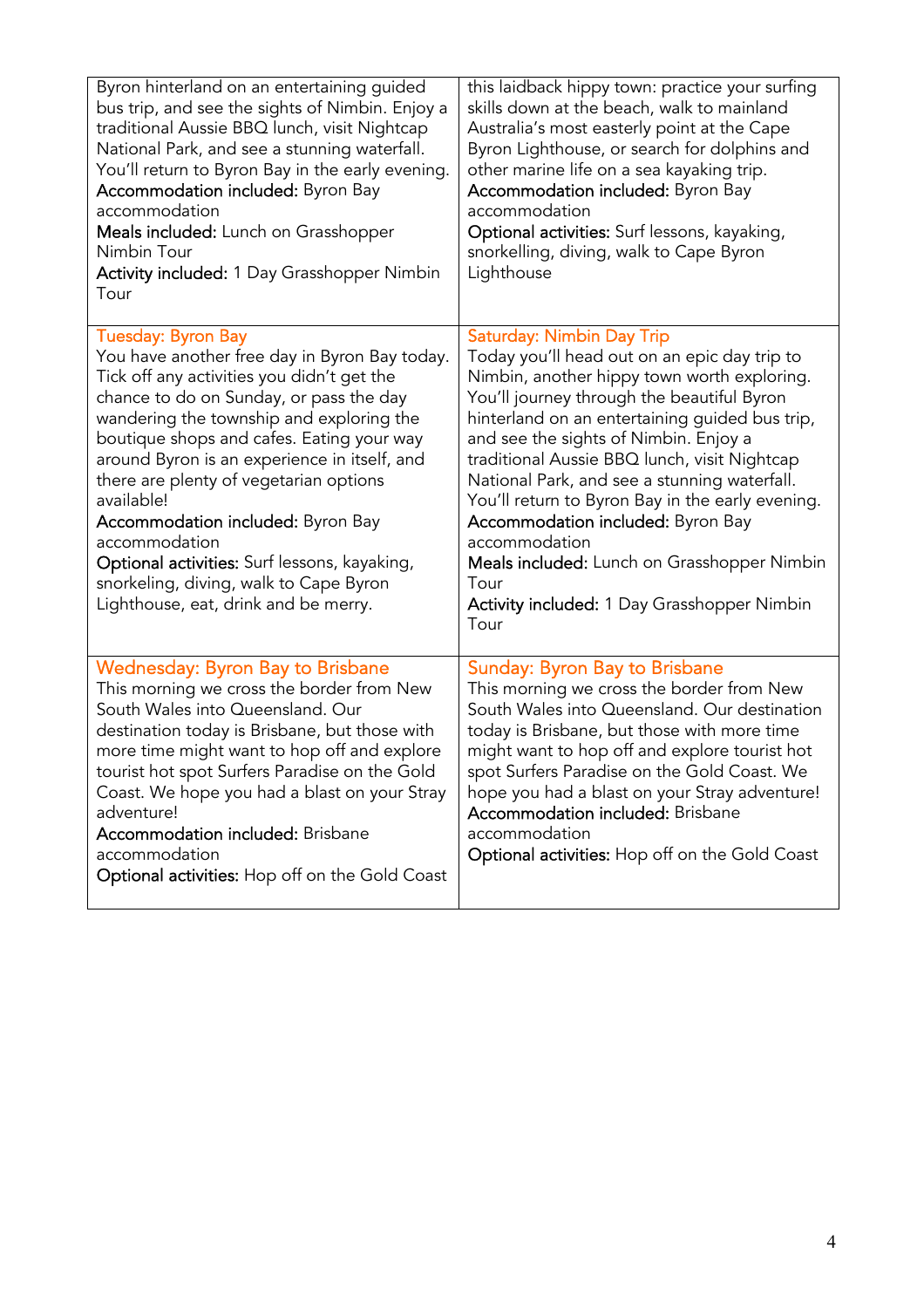| | |
|---|---|
| Byron hinterland on an entertaining guided bus trip, and see the sights of Nimbin. Enjoy a traditional Aussie BBQ lunch, visit Nightcap National Park, and see a stunning waterfall. You'll return to Byron Bay in the early evening.<br>**Accommodation included:** Byron Bay accommodation<br>**Meals included:** Lunch on Grasshopper Nimbin Tour<br>**Activity included:** 1 Day Grasshopper Nimbin Tour | this laidback hippy town: practice your surfing skills down at the beach, walk to mainland Australia's most easterly point at the Cape Byron Lighthouse, or search for dolphins and other marine life on a sea kayaking trip.<br>**Accommodation included:** Byron Bay accommodation<br>**Optional activities:** Surf lessons, kayaking, snorkelling, diving, walk to Cape Byron Lighthouse |
| **Tuesday: Byron Bay**<br>You have another free day in Byron Bay today. Tick off any activities you didn't get the chance to do on Sunday, or pass the day wandering the township and exploring the boutique shops and cafes. Eating your way around Byron is an experience in itself, and there are plenty of vegetarian options available!<br>**Accommodation included:** Byron Bay accommodation<br>**Optional activities:** Surf lessons, kayaking, snorkeling, diving, walk to Cape Byron Lighthouse, eat, drink and be merry. | **Saturday: Nimbin Day Trip**<br>Today you'll head out on an epic day trip to Nimbin, another hippy town worth exploring. You'll journey through the beautiful Byron hinterland on an entertaining guided bus trip, and see the sights of Nimbin. Enjoy a traditional Aussie BBQ lunch, visit Nightcap National Park, and see a stunning waterfall. You'll return to Byron Bay in the early evening.<br>**Accommodation included:** Byron Bay accommodation<br>**Meals included:** Lunch on Grasshopper Nimbin Tour<br>**Activity included:** 1 Day Grasshopper Nimbin Tour |
| **Wednesday: Byron Bay to Brisbane**<br>This morning we cross the border from New South Wales into Queensland. Our destination today is Brisbane, but those with more time might want to hop off and explore tourist hot spot Surfers Paradise on the Gold Coast. We hope you had a blast on your Stray adventure!<br>**Accommodation included:** Brisbane accommodation<br>**Optional activities:** Hop off on the Gold Coast | **Sunday: Byron Bay to Brisbane**<br>This morning we cross the border from New South Wales into Queensland. Our destination today is Brisbane, but those with more time might want to hop off and explore tourist hot spot Surfers Paradise on the Gold Coast. We hope you had a blast on your Stray adventure!<br>**Accommodation included:** Brisbane accommodation<br>**Optional activities:** Hop off on the Gold Coast |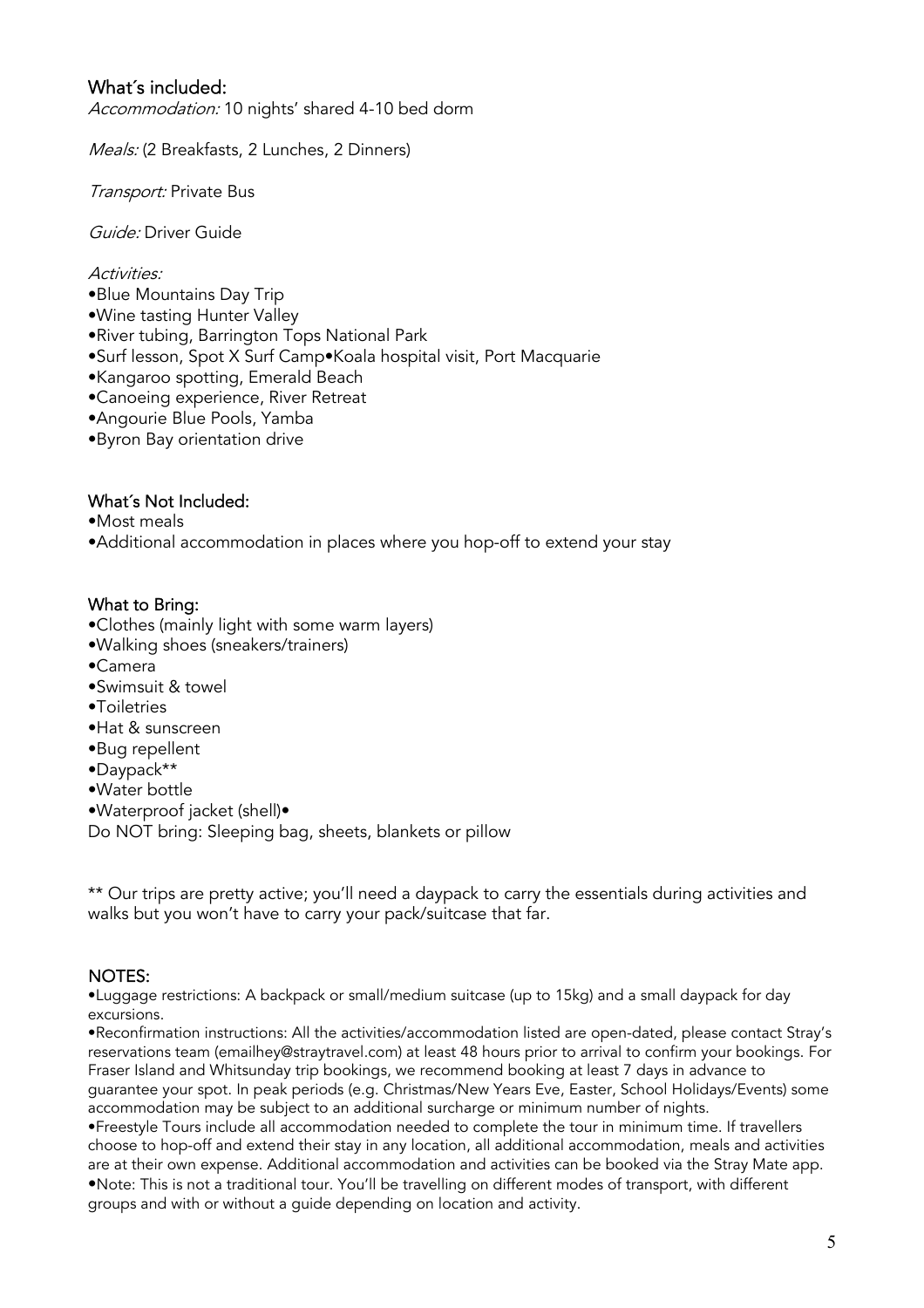## What´s included:

*Accommodation:* 10 nights' shared 4-10 bed dorm

*Meals:* (2 Breakfasts, 2 Lunches, 2 Dinners)

*Transport:* Private Bus

*Guide:* Driver Guide

*Activities:*

- •Blue Mountains Day Trip
- •Wine tasting Hunter Valley
- •River tubing, Barrington Tops National Park
- •Surf lesson, Spot X Surf Camp•Koala hospital visit, Port Macquarie
- •Kangaroo spotting, Emerald Beach
- •Canoeing experience, River Retreat
- •Angourie Blue Pools, Yamba
- •Byron Bay orientation drive

## What´s Not Included:

- •Most meals
- •Additional accommodation in places where you hop-off to extend your stay

## What to Bring:

- •Clothes (mainly light with some warm layers)
- •Walking shoes (sneakers/trainers)
- •Camera
- •Swimsuit & towel
- •Toiletries
- •Hat & sunscreen
- •Bug repellent
- •Daypack**
- •Water bottle
- •Waterproof jacket (shell)•

Do NOT bring: Sleeping bag, sheets, blankets or pillow

** Our trips are pretty active; you'll need a daypack to carry the essentials during activities and walks but you won't have to carry your pack/suitcase that far.

## NOTES:

•Luggage restrictions: A backpack or small/medium suitcase (up to 15kg) and a small daypack for day excursions.

•Reconfirmation instructions: All the activities/accommodation listed are open-dated, please contact Stray's reservations team (emailhey@straytravel.com) at least 48 hours prior to arrival to confirm your bookings. For Fraser Island and Whitsunday trip bookings, we recommend booking at least 7 days in advance to guarantee your spot. In peak periods (e.g. Christmas/New Years Eve, Easter, School Holidays/Events) some accommodation may be subject to an additional surcharge or minimum number of nights.

•Freestyle Tours include all accommodation needed to complete the tour in minimum time. If travellers choose to hop-off and extend their stay in any location, all additional accommodation, meals and activities are at their own expense. Additional accommodation and activities can be booked via the Stray Mate app.

•Note: This is not a traditional tour. You'll be travelling on different modes of transport, with different groups and with or without a guide depending on location and activity.